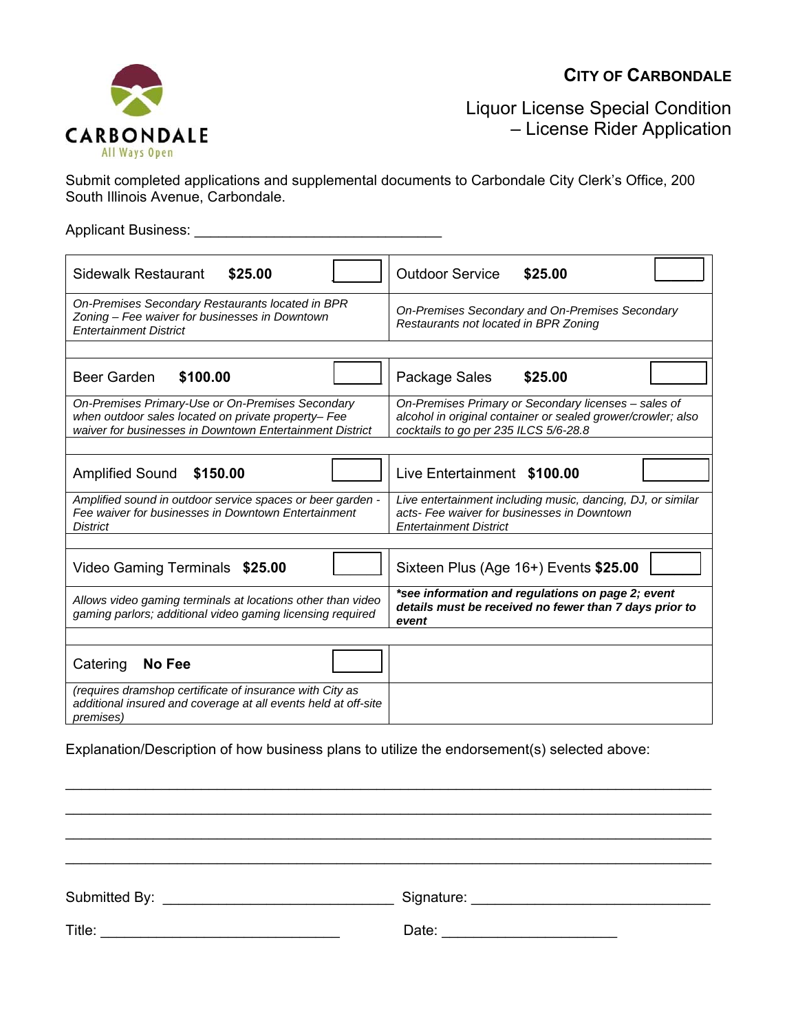CARBONDALE
All Ways Open

**CITY OF CARBONDALE**

# Liquor License Special Condition – License Rider Application

Submit completed applications and supplemental documents to Carbondale City Clerk's Office, 200 South Illinois Avenue, Carbondale.

Applicant Business: ______________________________

| | |
|---|---|
| Sidewalk Restaurant **$25.00** ☐ | Outdoor Service **$25.00** ☐ |
| *On-Premises Secondary Restaurants located in BPR Zoning – Fee waiver for businesses in Downtown Entertainment District* | *On-Premises Secondary and On-Premises Secondary Restaurants not located in BPR Zoning* |
| | |
| Beer Garden **$100.00** ☐ | Package Sales **$25.00** ☐ |
| *On-Premises Primary-Use or On-Premises Secondary when outdoor sales located on private property– Fee waiver for businesses in Downtown Entertainment District* | *On-Premises Primary or Secondary licenses – sales of alcohol in original container or sealed grower/crowler; also cocktails to go per 235 ILCS 5/6-28.8* |
| | |
| Amplified Sound **$150.00** ☐ | Live Entertainment **$100.00** ☐ |
| *Amplified sound in outdoor service spaces or beer garden - Fee waiver for businesses in Downtown Entertainment District* | *Live entertainment including music, dancing, DJ, or similar acts- Fee waiver for businesses in Downtown Entertainment District* |
| | |
| Video Gaming Terminals **$25.00** ☐ | Sixteen Plus (Age 16+) Events **$25.00** ☐ |
| *Allows video gaming terminals at locations other than video gaming parlors; additional video gaming licensing required* | ***\*see information and regulations on page 2; event details must be received no fewer than 7 days prior to event*** |
| | |
| Catering **No Fee** ☐ | |
| *(requires dramshop certificate of insurance with City as additional insured and coverage at all events held at off-site premises)* | |

Explanation/Description of how business plans to utilize the endorsement(s) selected above:

______________________________________________________________________________

______________________________________________________________________________

______________________________________________________________________________

______________________________________________________________________________

Submitted By: ____________________________ Signature: ____________________________

Title: ____________________________ Date: ____________________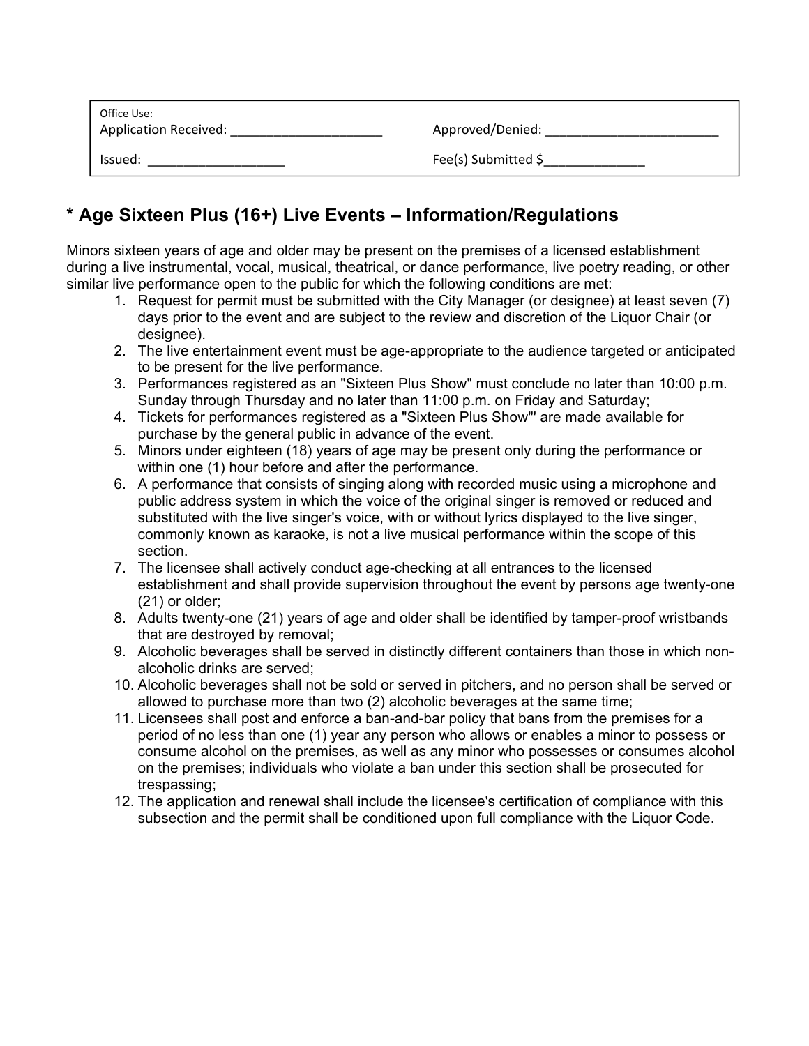Office Use:
Application Received: ______________________ Approved/Denied: _________________________

Issued: ____________________ Fee(s) Submitted $______________

## * Age Sixteen Plus (16+) Live Events – Information/Regulations

Minors sixteen years of age and older may be present on the premises of a licensed establishment during a live instrumental, vocal, musical, theatrical, or dance performance, live poetry reading, or other similar live performance open to the public for which the following conditions are met:

1. Request for permit must be submitted with the City Manager (or designee) at least seven (7) days prior to the event and are subject to the review and discretion of the Liquor Chair (or designee).
2. The live entertainment event must be age-appropriate to the audience targeted or anticipated to be present for the live performance.
3. Performances registered as an "Sixteen Plus Show" must conclude no later than 10:00 p.m. Sunday through Thursday and no later than 11:00 p.m. on Friday and Saturday;
4. Tickets for performances registered as a "Sixteen Plus Show"' are made available for purchase by the general public in advance of the event.
5. Minors under eighteen (18) years of age may be present only during the performance or within one (1) hour before and after the performance.
6. A performance that consists of singing along with recorded music using a microphone and public address system in which the voice of the original singer is removed or reduced and substituted with the live singer's voice, with or without lyrics displayed to the live singer, commonly known as karaoke, is not a live musical performance within the scope of this section.
7. The licensee shall actively conduct age-checking at all entrances to the licensed establishment and shall provide supervision throughout the event by persons age twenty-one (21) or older;
8. Adults twenty-one (21) years of age and older shall be identified by tamper-proof wristbands that are destroyed by removal;
9. Alcoholic beverages shall be served in distinctly different containers than those in which non-alcoholic drinks are served;
10. Alcoholic beverages shall not be sold or served in pitchers, and no person shall be served or allowed to purchase more than two (2) alcoholic beverages at the same time;
11. Licensees shall post and enforce a ban-and-bar policy that bans from the premises for a period of no less than one (1) year any person who allows or enables a minor to possess or consume alcohol on the premises, as well as any minor who possesses or consumes alcohol on the premises; individuals who violate a ban under this section shall be prosecuted for trespassing;
12. The application and renewal shall include the licensee's certification of compliance with this subsection and the permit shall be conditioned upon full compliance with the Liquor Code.